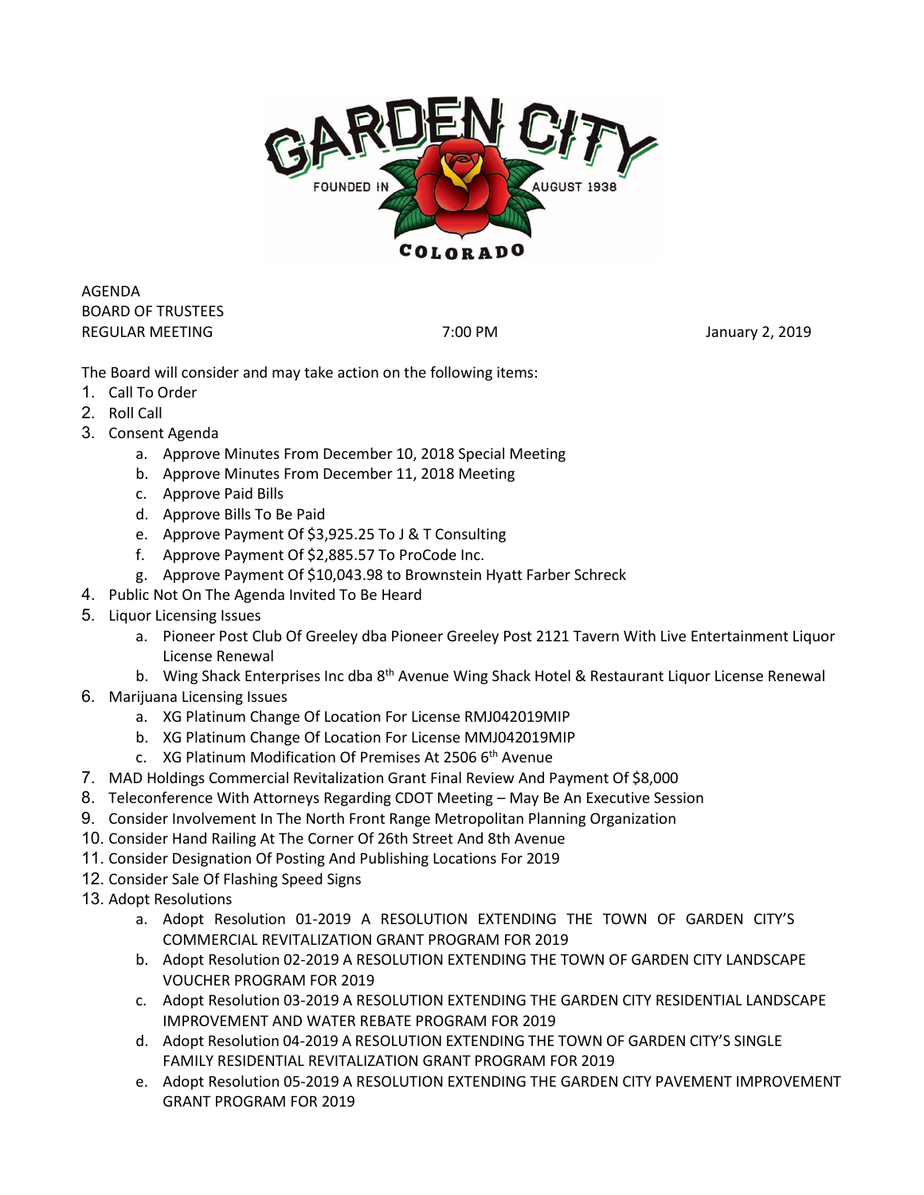AGENDA
BOARD OF TRUSTEES
REGULAR MEETING 7:00 PM January 2, 2019

The Board will consider and may take action on the following items:

1. Call To Order
2. Roll Call
3. Consent Agenda
    a. Approve Minutes From December 10, 2018 Special Meeting
    b. Approve Minutes From December 11, 2018 Meeting
    c. Approve Paid Bills
    d. Approve Bills To Be Paid
    e. Approve Payment Of $3,925.25 To J & T Consulting
    f. Approve Payment Of $2,885.57 To ProCode Inc.
    g. Approve Payment Of $10,043.98 to Brownstein Hyatt Farber Schreck
4. Public Not On The Agenda Invited To Be Heard
5. Liquor Licensing Issues
    a. Pioneer Post Club Of Greeley dba Pioneer Greeley Post 2121 Tavern With Live Entertainment Liquor License Renewal
    b. Wing Shack Enterprises Inc dba 8th Avenue Wing Shack Hotel & Restaurant Liquor License Renewal
6. Marijuana Licensing Issues
    a. XG Platinum Change Of Location For License RMJ042019MIP
    b. XG Platinum Change Of Location For License MMJ042019MIP
    c. XG Platinum Modification Of Premises At 2506 6th Avenue
7. MAD Holdings Commercial Revitalization Grant Final Review And Payment Of $8,000
8. Teleconference With Attorneys Regarding CDOT Meeting – May Be An Executive Session
9. Consider Involvement In The North Front Range Metropolitan Planning Organization
10. Consider Hand Railing At The Corner Of 26th Street And 8th Avenue
11. Consider Designation Of Posting And Publishing Locations For 2019
12. Consider Sale Of Flashing Speed Signs
13. Adopt Resolutions
    a. Adopt Resolution 01-2019 A RESOLUTION EXTENDING THE TOWN OF GARDEN CITY'S COMMERCIAL REVITALIZATION GRANT PROGRAM FOR 2019
    b. Adopt Resolution 02-2019 A RESOLUTION EXTENDING THE TOWN OF GARDEN CITY LANDSCAPE VOUCHER PROGRAM FOR 2019
    c. Adopt Resolution 03-2019 A RESOLUTION EXTENDING THE GARDEN CITY RESIDENTIAL LANDSCAPE IMPROVEMENT AND WATER REBATE PROGRAM FOR 2019
    d. Adopt Resolution 04-2019 A RESOLUTION EXTENDING THE TOWN OF GARDEN CITY'S SINGLE FAMILY RESIDENTIAL REVITALIZATION GRANT PROGRAM FOR 2019
    e. Adopt Resolution 05-2019 A RESOLUTION EXTENDING THE GARDEN CITY PAVEMENT IMPROVEMENT GRANT PROGRAM FOR 2019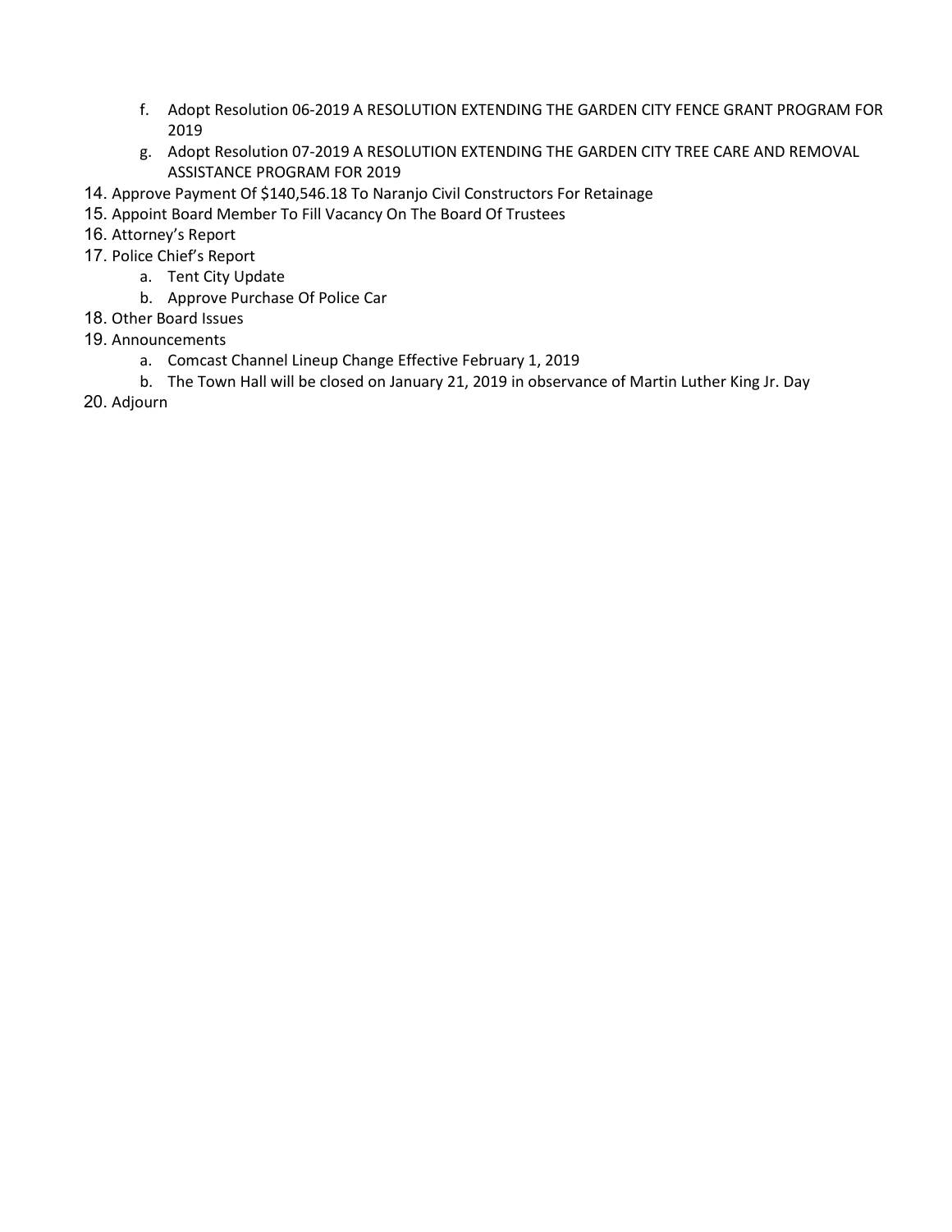f. Adopt Resolution 06-2019 A RESOLUTION EXTENDING THE GARDEN CITY FENCE GRANT PROGRAM FOR 2019
  g. Adopt Resolution 07-2019 A RESOLUTION EXTENDING THE GARDEN CITY TREE CARE AND REMOVAL ASSISTANCE PROGRAM FOR 2019

14. Approve Payment Of $140,546.18 To Naranjo Civil Constructors For Retainage
15. Appoint Board Member To Fill Vacancy On The Board Of Trustees
16. Attorney's Report
17. Police Chief's Report
    a. Tent City Update
    b. Approve Purchase Of Police Car
18. Other Board Issues
19. Announcements
    a. Comcast Channel Lineup Change Effective February 1, 2019
    b. The Town Hall will be closed on January 21, 2019 in observance of Martin Luther King Jr. Day
20. Adjourn